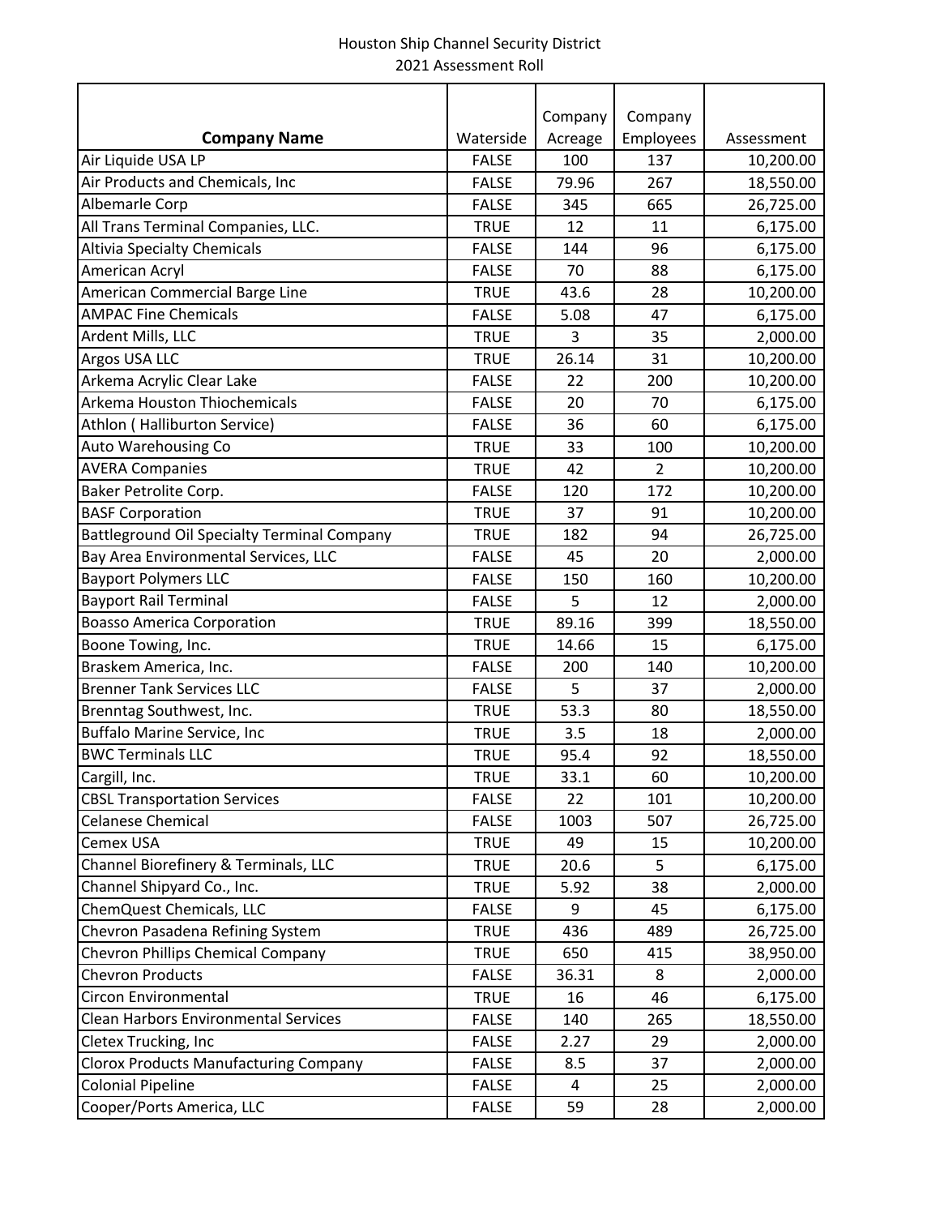Houston Ship Channel Security District
2021 Assessment Roll

| Company Name | Waterside | Company Acreage | Company Employees | Assessment |
|---|---|---|---|---|
| Air Liquide USA LP | FALSE | 100 | 137 | 10,200.00 |
| Air Products and Chemicals, Inc | FALSE | 79.96 | 267 | 18,550.00 |
| Albemarle Corp | FALSE | 345 | 665 | 26,725.00 |
| All Trans Terminal Companies, LLC. | TRUE | 12 | 11 | 6,175.00 |
| Altivia Specialty Chemicals | FALSE | 144 | 96 | 6,175.00 |
| American Acryl | FALSE | 70 | 88 | 6,175.00 |
| American Commercial Barge Line | TRUE | 43.6 | 28 | 10,200.00 |
| AMPAC Fine Chemicals | FALSE | 5.08 | 47 | 6,175.00 |
| Ardent Mills, LLC | TRUE | 3 | 35 | 2,000.00 |
| Argos USA LLC | TRUE | 26.14 | 31 | 10,200.00 |
| Arkema Acrylic Clear Lake | FALSE | 22 | 200 | 10,200.00 |
| Arkema Houston Thiochemicals | FALSE | 20 | 70 | 6,175.00 |
| Athlon ( Halliburton Service) | FALSE | 36 | 60 | 6,175.00 |
| Auto Warehousing Co | TRUE | 33 | 100 | 10,200.00 |
| AVERA Companies | TRUE | 42 | 2 | 10,200.00 |
| Baker Petrolite Corp. | FALSE | 120 | 172 | 10,200.00 |
| BASF Corporation | TRUE | 37 | 91 | 10,200.00 |
| Battleground Oil Specialty Terminal Company | TRUE | 182 | 94 | 26,725.00 |
| Bay Area Environmental Services, LLC | FALSE | 45 | 20 | 2,000.00 |
| Bayport Polymers LLC | FALSE | 150 | 160 | 10,200.00 |
| Bayport Rail Terminal | FALSE | 5 | 12 | 2,000.00 |
| Boasso America Corporation | TRUE | 89.16 | 399 | 18,550.00 |
| Boone Towing, Inc. | TRUE | 14.66 | 15 | 6,175.00 |
| Braskem America, Inc. | FALSE | 200 | 140 | 10,200.00 |
| Brenner Tank Services LLC | FALSE | 5 | 37 | 2,000.00 |
| Brenntag Southwest, Inc. | TRUE | 53.3 | 80 | 18,550.00 |
| Buffalo Marine Service, Inc | TRUE | 3.5 | 18 | 2,000.00 |
| BWC Terminals LLC | TRUE | 95.4 | 92 | 18,550.00 |
| Cargill, Inc. | TRUE | 33.1 | 60 | 10,200.00 |
| CBSL Transportation Services | FALSE | 22 | 101 | 10,200.00 |
| Celanese Chemical | FALSE | 1003 | 507 | 26,725.00 |
| Cemex USA | TRUE | 49 | 15 | 10,200.00 |
| Channel Biorefinery & Terminals, LLC | TRUE | 20.6 | 5 | 6,175.00 |
| Channel Shipyard Co., Inc. | TRUE | 5.92 | 38 | 2,000.00 |
| ChemQuest Chemicals, LLC | FALSE | 9 | 45 | 6,175.00 |
| Chevron Pasadena Refining System | TRUE | 436 | 489 | 26,725.00 |
| Chevron Phillips Chemical Company | TRUE | 650 | 415 | 38,950.00 |
| Chevron Products | FALSE | 36.31 | 8 | 2,000.00 |
| Circon Environmental | TRUE | 16 | 46 | 6,175.00 |
| Clean Harbors Environmental Services | FALSE | 140 | 265 | 18,550.00 |
| Cletex Trucking, Inc | FALSE | 2.27 | 29 | 2,000.00 |
| Clorox Products Manufacturing Company | FALSE | 8.5 | 37 | 2,000.00 |
| Colonial Pipeline | FALSE | 4 | 25 | 2,000.00 |
| Cooper/Ports America, LLC | FALSE | 59 | 28 | 2,000.00 |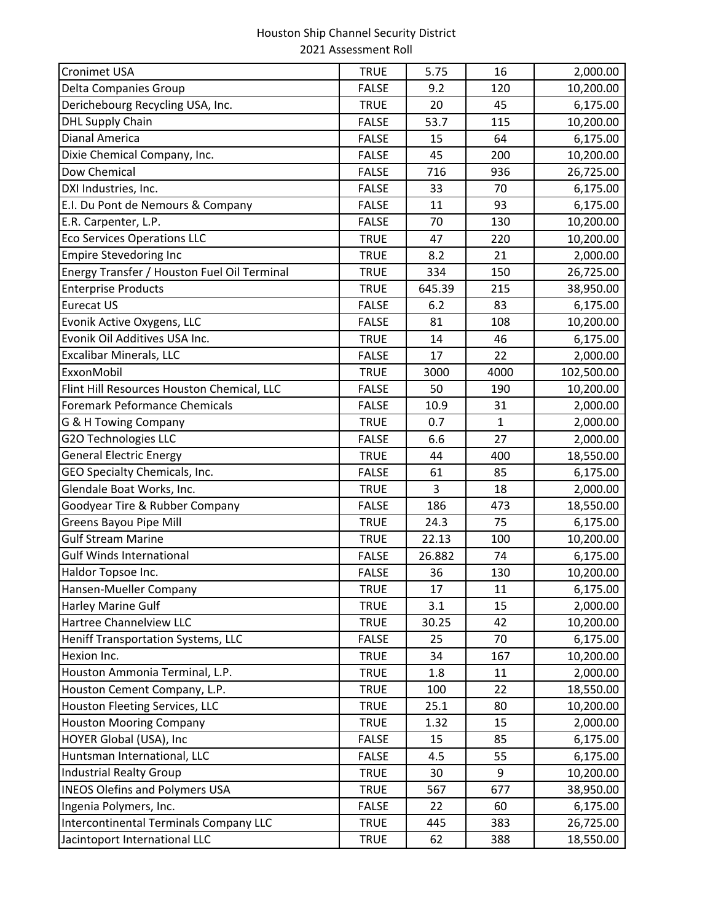Houston Ship Channel Security District
2021 Assessment Roll

| | | | | |
|---|---|---|---|---|
| Cronimet USA | TRUE | 5.75 | 16 | 2,000.00 |
| Delta Companies Group | FALSE | 9.2 | 120 | 10,200.00 |
| Derichebourg Recycling USA, Inc. | TRUE | 20 | 45 | 6,175.00 |
| DHL Supply Chain | FALSE | 53.7 | 115 | 10,200.00 |
| Dianal America | FALSE | 15 | 64 | 6,175.00 |
| Dixie Chemical Company, Inc. | FALSE | 45 | 200 | 10,200.00 |
| Dow Chemical | FALSE | 716 | 936 | 26,725.00 |
| DXI Industries, Inc. | FALSE | 33 | 70 | 6,175.00 |
| E.I. Du Pont de Nemours & Company | FALSE | 11 | 93 | 6,175.00 |
| E.R. Carpenter, L.P. | FALSE | 70 | 130 | 10,200.00 |
| Eco Services Operations LLC | TRUE | 47 | 220 | 10,200.00 |
| Empire Stevedoring Inc | TRUE | 8.2 | 21 | 2,000.00 |
| Energy Transfer / Houston Fuel Oil Terminal | TRUE | 334 | 150 | 26,725.00 |
| Enterprise Products | TRUE | 645.39 | 215 | 38,950.00 |
| Eurecat US | FALSE | 6.2 | 83 | 6,175.00 |
| Evonik Active Oxygens, LLC | FALSE | 81 | 108 | 10,200.00 |
| Evonik Oil Additives USA Inc. | TRUE | 14 | 46 | 6,175.00 |
| Excalibar Minerals, LLC | FALSE | 17 | 22 | 2,000.00 |
| ExxonMobil | TRUE | 3000 | 4000 | 102,500.00 |
| Flint Hill Resources Houston Chemical, LLC | FALSE | 50 | 190 | 10,200.00 |
| Foremark Peformance Chemicals | FALSE | 10.9 | 31 | 2,000.00 |
| G & H Towing Company | TRUE | 0.7 | 1 | 2,000.00 |
| G2O Technologies LLC | FALSE | 6.6 | 27 | 2,000.00 |
| General Electric Energy | TRUE | 44 | 400 | 18,550.00 |
| GEO Specialty Chemicals, Inc. | FALSE | 61 | 85 | 6,175.00 |
| Glendale Boat Works, Inc. | TRUE | 3 | 18 | 2,000.00 |
| Goodyear Tire & Rubber Company | FALSE | 186 | 473 | 18,550.00 |
| Greens Bayou Pipe Mill | TRUE | 24.3 | 75 | 6,175.00 |
| Gulf Stream Marine | TRUE | 22.13 | 100 | 10,200.00 |
| Gulf Winds International | FALSE | 26.882 | 74 | 6,175.00 |
| Haldor Topsoe Inc. | FALSE | 36 | 130 | 10,200.00 |
| Hansen-Mueller Company | TRUE | 17 | 11 | 6,175.00 |
| Harley Marine Gulf | TRUE | 3.1 | 15 | 2,000.00 |
| Hartree Channelview LLC | TRUE | 30.25 | 42 | 10,200.00 |
| Heniff Transportation Systems, LLC | FALSE | 25 | 70 | 6,175.00 |
| Hexion Inc. | TRUE | 34 | 167 | 10,200.00 |
| Houston Ammonia Terminal, L.P. | TRUE | 1.8 | 11 | 2,000.00 |
| Houston Cement Company, L.P. | TRUE | 100 | 22 | 18,550.00 |
| Houston Fleeting Services, LLC | TRUE | 25.1 | 80 | 10,200.00 |
| Houston Mooring Company | TRUE | 1.32 | 15 | 2,000.00 |
| HOYER Global (USA), Inc | FALSE | 15 | 85 | 6,175.00 |
| Huntsman International, LLC | FALSE | 4.5 | 55 | 6,175.00 |
| Industrial Realty Group | TRUE | 30 | 9 | 10,200.00 |
| INEOS Olefins and Polymers USA | TRUE | 567 | 677 | 38,950.00 |
| Ingenia Polymers, Inc. | FALSE | 22 | 60 | 6,175.00 |
| Intercontinental Terminals Company LLC | TRUE | 445 | 383 | 26,725.00 |
| Jacintoport International LLC | TRUE | 62 | 388 | 18,550.00 |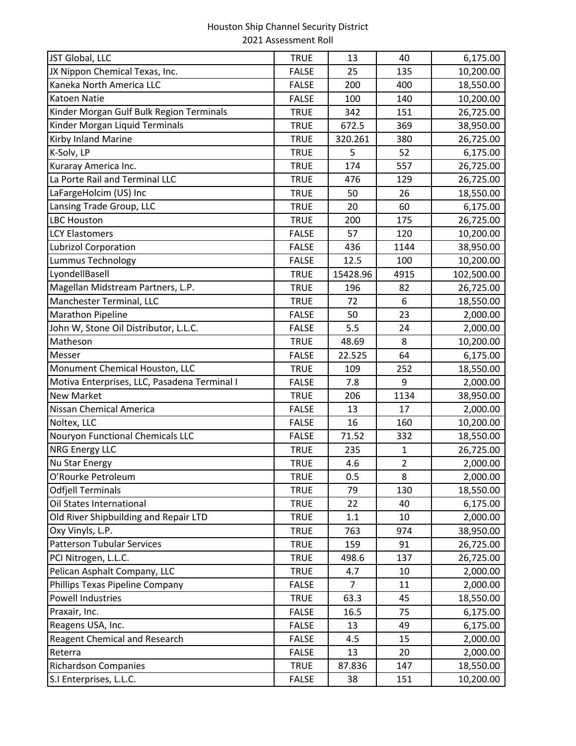Houston Ship Channel Security District
2021 Assessment Roll

| | | | | |
|---|---|---|---|---|
| JST Global, LLC | TRUE | 13 | 40 | 6,175.00 |
| JX Nippon Chemical Texas, Inc. | FALSE | 25 | 135 | 10,200.00 |
| Kaneka North America LLC | FALSE | 200 | 400 | 18,550.00 |
| Katoen Natie | FALSE | 100 | 140 | 10,200.00 |
| Kinder Morgan Gulf Bulk Region Terminals | TRUE | 342 | 151 | 26,725.00 |
| Kinder Morgan Liquid Terminals | TRUE | 672.5 | 369 | 38,950.00 |
| Kirby Inland Marine | TRUE | 320.261 | 380 | 26,725.00 |
| K-Solv, LP | TRUE | 5 | 52 | 6,175.00 |
| Kuraray America Inc. | TRUE | 174 | 557 | 26,725.00 |
| La Porte Rail and Terminal LLC | TRUE | 476 | 129 | 26,725.00 |
| LaFargeHolcim (US) Inc | TRUE | 50 | 26 | 18,550.00 |
| Lansing Trade Group, LLC | TRUE | 20 | 60 | 6,175.00 |
| LBC Houston | TRUE | 200 | 175 | 26,725.00 |
| LCY Elastomers | FALSE | 57 | 120 | 10,200.00 |
| Lubrizol Corporation | FALSE | 436 | 1144 | 38,950.00 |
| Lummus Technology | FALSE | 12.5 | 100 | 10,200.00 |
| LyondellBasell | TRUE | 15428.96 | 4915 | 102,500.00 |
| Magellan Midstream Partners, L.P. | TRUE | 196 | 82 | 26,725.00 |
| Manchester Terminal, LLC | TRUE | 72 | 6 | 18,550.00 |
| Marathon Pipeline | FALSE | 50 | 23 | 2,000.00 |
| John W, Stone Oil Distributor, L.L.C. | FALSE | 5.5 | 24 | 2,000.00 |
| Matheson | TRUE | 48.69 | 8 | 10,200.00 |
| Messer | FALSE | 22.525 | 64 | 6,175.00 |
| Monument Chemical Houston, LLC | TRUE | 109 | 252 | 18,550.00 |
| Motiva Enterprises, LLC, Pasadena Terminal I | FALSE | 7.8 | 9 | 2,000.00 |
| New Market | TRUE | 206 | 1134 | 38,950.00 |
| Nissan Chemical America | FALSE | 13 | 17 | 2,000.00 |
| Noltex, LLC | FALSE | 16 | 160 | 10,200.00 |
| Nouryon Functional Chemicals LLC | FALSE | 71.52 | 332 | 18,550.00 |
| NRG Energy LLC | TRUE | 235 | 1 | 26,725.00 |
| Nu Star Energy | TRUE | 4.6 | 2 | 2,000.00 |
| O'Rourke Petroleum | TRUE | 0.5 | 8 | 2,000.00 |
| Odfjell Terminals | TRUE | 79 | 130 | 18,550.00 |
| Oil States International | TRUE | 22 | 40 | 6,175.00 |
| Old River Shipbuilding and Repair LTD | TRUE | 1.1 | 10 | 2,000.00 |
| Oxy Vinyls, L.P. | TRUE | 763 | 974 | 38,950.00 |
| Patterson Tubular Services | TRUE | 159 | 91 | 26,725.00 |
| PCI Nitrogen, L.L.C. | TRUE | 498.6 | 137 | 26,725.00 |
| Pelican Asphalt Company, LLC | TRUE | 4.7 | 10 | 2,000.00 |
| Phillips Texas Pipeline Company | FALSE | 7 | 11 | 2,000.00 |
| Powell Industries | TRUE | 63.3 | 45 | 18,550.00 |
| Praxair, Inc. | FALSE | 16.5 | 75 | 6,175.00 |
| Reagens USA, Inc. | FALSE | 13 | 49 | 6,175.00 |
| Reagent Chemical and Research | FALSE | 4.5 | 15 | 2,000.00 |
| Reterra | FALSE | 13 | 20 | 2,000.00 |
| Richardson Companies | TRUE | 87.836 | 147 | 18,550.00 |
| S.I Enterprises, L.L.C. | FALSE | 38 | 151 | 10,200.00 |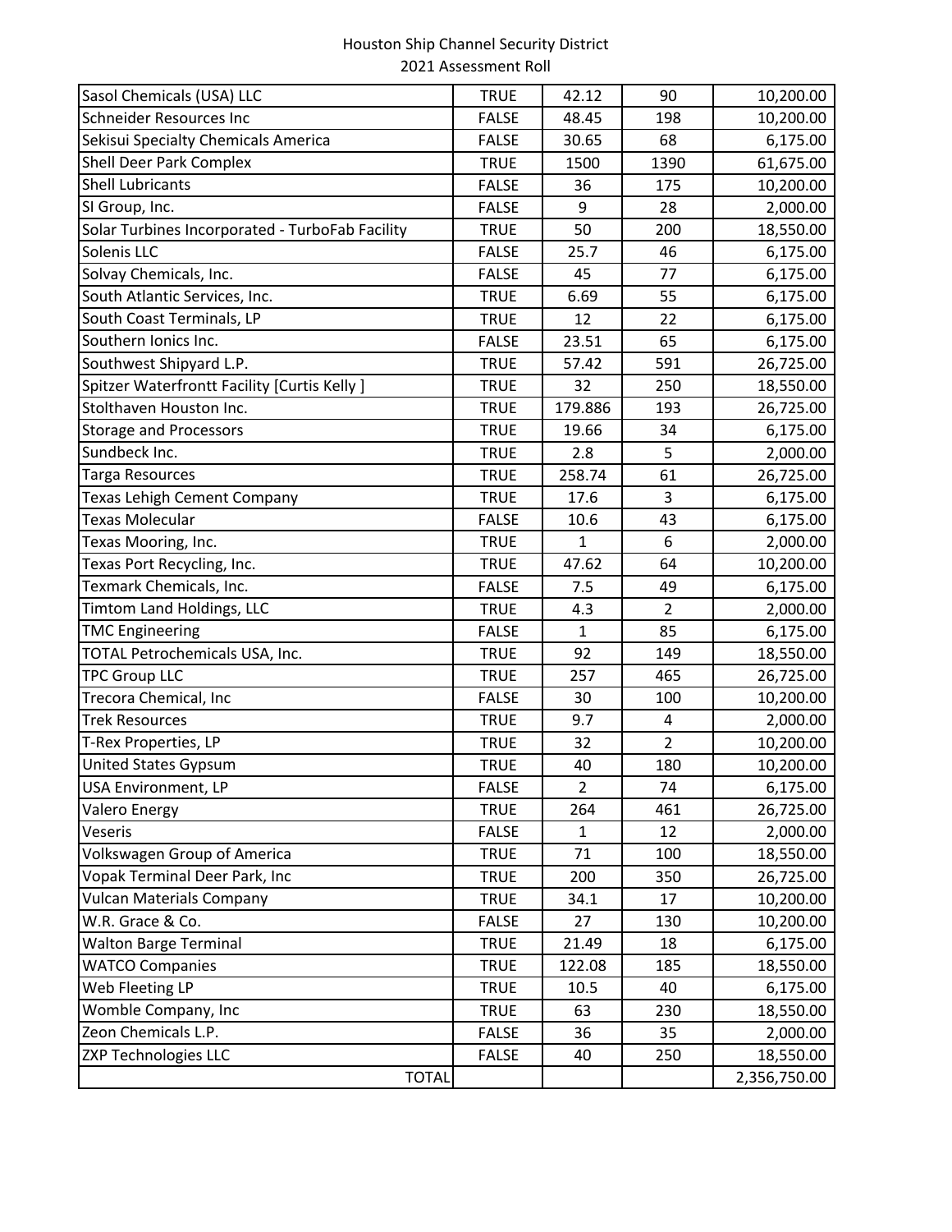Houston Ship Channel Security District
2021 Assessment Roll

| | | | | |
|---|---|---|---|---|
| Sasol Chemicals (USA) LLC | TRUE | 42.12 | 90 | 10,200.00 |
| Schneider Resources Inc | FALSE | 48.45 | 198 | 10,200.00 |
| Sekisui Specialty Chemicals America | FALSE | 30.65 | 68 | 6,175.00 |
| Shell Deer Park Complex | TRUE | 1500 | 1390 | 61,675.00 |
| Shell Lubricants | FALSE | 36 | 175 | 10,200.00 |
| SI Group, Inc. | FALSE | 9 | 28 | 2,000.00 |
| Solar Turbines Incorporated - TurboFab Facility | TRUE | 50 | 200 | 18,550.00 |
| Solenis LLC | FALSE | 25.7 | 46 | 6,175.00 |
| Solvay Chemicals, Inc. | FALSE | 45 | 77 | 6,175.00 |
| South Atlantic Services, Inc. | TRUE | 6.69 | 55 | 6,175.00 |
| South Coast Terminals, LP | TRUE | 12 | 22 | 6,175.00 |
| Southern Ionics Inc. | FALSE | 23.51 | 65 | 6,175.00 |
| Southwest Shipyard L.P. | TRUE | 57.42 | 591 | 26,725.00 |
| Spitzer Waterfrontt Facility [Curtis Kelly ] | TRUE | 32 | 250 | 18,550.00 |
| Stolthaven Houston Inc. | TRUE | 179.886 | 193 | 26,725.00 |
| Storage and Processors | TRUE | 19.66 | 34 | 6,175.00 |
| Sundbeck Inc. | TRUE | 2.8 | 5 | 2,000.00 |
| Targa Resources | TRUE | 258.74 | 61 | 26,725.00 |
| Texas Lehigh Cement Company | TRUE | 17.6 | 3 | 6,175.00 |
| Texas Molecular | FALSE | 10.6 | 43 | 6,175.00 |
| Texas Mooring, Inc. | TRUE | 1 | 6 | 2,000.00 |
| Texas Port Recycling, Inc. | TRUE | 47.62 | 64 | 10,200.00 |
| Texmark Chemicals, Inc. | FALSE | 7.5 | 49 | 6,175.00 |
| Timtom Land Holdings, LLC | TRUE | 4.3 | 2 | 2,000.00 |
| TMC Engineering | FALSE | 1 | 85 | 6,175.00 |
| TOTAL Petrochemicals USA, Inc. | TRUE | 92 | 149 | 18,550.00 |
| TPC Group LLC | TRUE | 257 | 465 | 26,725.00 |
| Trecora Chemical, Inc | FALSE | 30 | 100 | 10,200.00 |
| Trek Resources | TRUE | 9.7 | 4 | 2,000.00 |
| T-Rex Properties, LP | TRUE | 32 | 2 | 10,200.00 |
| United States Gypsum | TRUE | 40 | 180 | 10,200.00 |
| USA Environment, LP | FALSE | 2 | 74 | 6,175.00 |
| Valero Energy | TRUE | 264 | 461 | 26,725.00 |
| Veseris | FALSE | 1 | 12 | 2,000.00 |
| Volkswagen Group of America | TRUE | 71 | 100 | 18,550.00 |
| Vopak Terminal Deer Park, Inc | TRUE | 200 | 350 | 26,725.00 |
| Vulcan Materials Company | TRUE | 34.1 | 17 | 10,200.00 |
| W.R. Grace & Co. | FALSE | 27 | 130 | 10,200.00 |
| Walton Barge Terminal | TRUE | 21.49 | 18 | 6,175.00 |
| WATCO Companies | TRUE | 122.08 | 185 | 18,550.00 |
| Web Fleeting LP | TRUE | 10.5 | 40 | 6,175.00 |
| Womble Company, Inc | TRUE | 63 | 230 | 18,550.00 |
| Zeon Chemicals L.P. | FALSE | 36 | 35 | 2,000.00 |
| ZXP Technologies LLC | FALSE | 40 | 250 | 18,550.00 |
| TOTAL | | | | 2,356,750.00 |